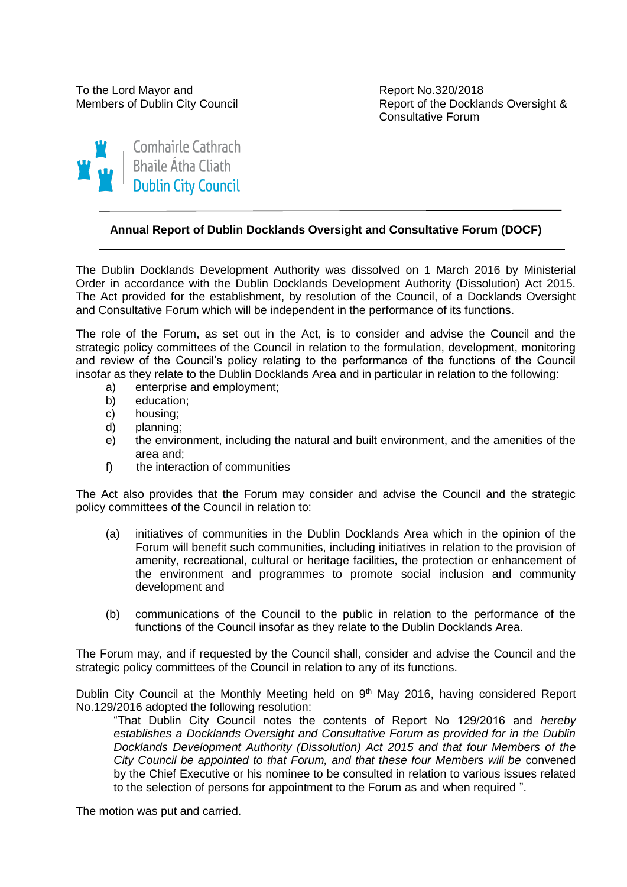To the Lord Mayor and
Members of Dublin City Council

Report No.320/2018
Report of the Docklands Oversight & Consultative Forum

Comhairle Cathrach
Bhaile Átha Cliath
Dublin City Council

## Annual Report of Dublin Docklands Oversight and Consultative Forum (DOCF)

The Dublin Docklands Development Authority was dissolved on 1 March 2016 by Ministerial Order in accordance with the Dublin Docklands Development Authority (Dissolution) Act 2015. The Act provided for the establishment, by resolution of the Council, of a Docklands Oversight and Consultative Forum which will be independent in the performance of its functions.

The role of the Forum, as set out in the Act, is to consider and advise the Council and the strategic policy committees of the Council in relation to the formulation, development, monitoring and review of the Council's policy relating to the performance of the functions of the Council insofar as they relate to the Dublin Docklands Area and in particular in relation to the following:

a) enterprise and employment;
b) education;
c) housing;
d) planning;
e) the environment, including the natural and built environment, and the amenities of the area and;
f) the interaction of communities

The Act also provides that the Forum may consider and advise the Council and the strategic policy committees of the Council in relation to:

(a) initiatives of communities in the Dublin Docklands Area which in the opinion of the Forum will benefit such communities, including initiatives in relation to the provision of amenity, recreational, cultural or heritage facilities, the protection or enhancement of the environment and programmes to promote social inclusion and community development and

(b) communications of the Council to the public in relation to the performance of the functions of the Council insofar as they relate to the Dublin Docklands Area.

The Forum may, and if requested by the Council shall, consider and advise the Council and the strategic policy committees of the Council in relation to any of its functions.

Dublin City Council at the Monthly Meeting held on 9th May 2016, having considered Report No.129/2016 adopted the following resolution:

> "That Dublin City Council notes the contents of Report No 129/2016 and *hereby establishes a Docklands Oversight and Consultative Forum as provided for in the Dublin Docklands Development Authority (Dissolution) Act 2015 and that four Members of the City Council be appointed to that Forum, and that these four Members will be* convened by the Chief Executive or his nominee to be consulted in relation to various issues related to the selection of persons for appointment to the Forum as and when required ".

The motion was put and carried.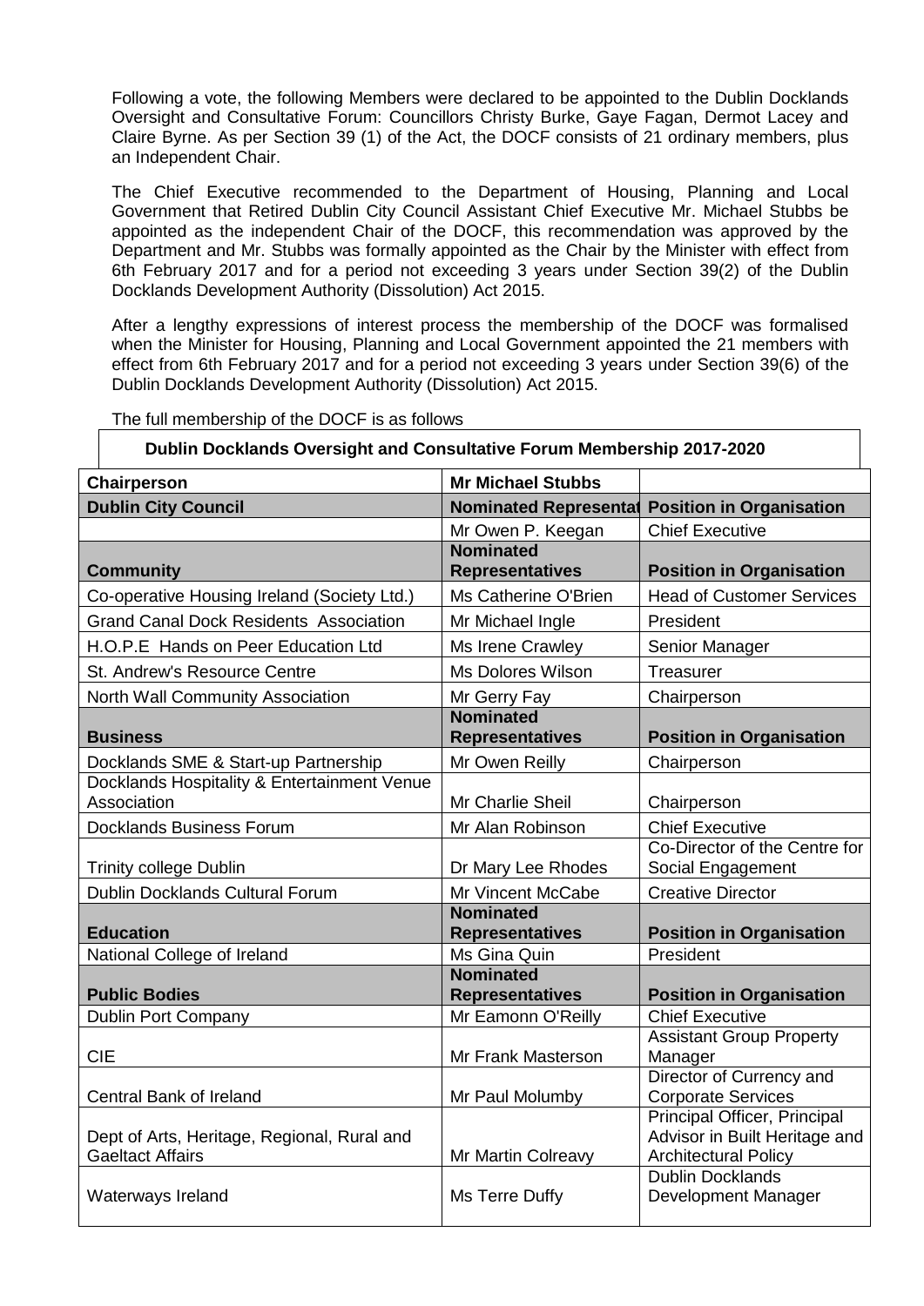Following a vote, the following Members were declared to be appointed to the Dublin Docklands Oversight and Consultative Forum: Councillors Christy Burke, Gaye Fagan, Dermot Lacey and Claire Byrne. As per Section 39 (1) of the Act, the DOCF consists of 21 ordinary members, plus an Independent Chair.

The Chief Executive recommended to the Department of Housing, Planning and Local Government that Retired Dublin City Council Assistant Chief Executive Mr. Michael Stubbs be appointed as the independent Chair of the DOCF, this recommendation was approved by the Department and Mr. Stubbs was formally appointed as the Chair by the Minister with effect from 6th February 2017 and for a period not exceeding 3 years under Section 39(2) of the Dublin Docklands Development Authority (Dissolution) Act 2015.

After a lengthy expressions of interest process the membership of the DOCF was formalised when the Minister for Housing, Planning and Local Government appointed the 21 members with effect from 6th February 2017 and for a period not exceeding 3 years under Section 39(6) of the Dublin Docklands Development Authority (Dissolution) Act 2015.

The full membership of the DOCF is as follows

**Dublin Docklands Oversight and Consultative Forum Membership 2017-2020**

| **Chairperson** | **Mr Michael Stubbs** | |
|---|---|---|
| **Dublin City Council** | **Nominated Representat** | **Position in Organisation** |
| | Mr Owen P. Keegan | Chief Executive |
| **Community** | **Nominated Representatives** | **Position in Organisation** |
| Co-operative Housing Ireland (Society Ltd.) | Ms Catherine O'Brien | Head of Customer Services |
| Grand Canal Dock Residents Association | Mr Michael Ingle | President |
| H.O.P.E Hands on Peer Education Ltd | Ms Irene Crawley | Senior Manager |
| St. Andrew's Resource Centre | Ms Dolores Wilson | Treasurer |
| North Wall Community Association | Mr Gerry Fay | Chairperson |
| **Business** | **Nominated Representatives** | **Position in Organisation** |
| Docklands SME & Start-up Partnership | Mr Owen Reilly | Chairperson |
| Docklands Hospitality & Entertainment Venue Association | Mr Charlie Sheil | Chairperson |
| Docklands Business Forum | Mr Alan Robinson | Chief Executive |
| Trinity college Dublin | Dr Mary Lee Rhodes | Co-Director of the Centre for Social Engagement |
| Dublin Docklands Cultural Forum | Mr Vincent McCabe | Creative Director |
| **Education** | **Nominated Representatives** | **Position in Organisation** |
| National College of Ireland | Ms Gina Quin | President |
| **Public Bodies** | **Nominated Representatives** | **Position in Organisation** |
| Dublin Port Company | Mr Eamonn O'Reilly | Chief Executive |
| CIE | Mr Frank Masterson | Assistant Group Property Manager |
| Central Bank of Ireland | Mr Paul Molumby | Director of Currency and Corporate Services |
| Dept of Arts, Heritage, Regional, Rural and Gaeltact Affairs | Mr Martin Colreavy | Principal Officer, Principal Advisor in Built Heritage and Architectural Policy |
| Waterways Ireland | Ms Terre Duffy | Dublin Docklands Development Manager |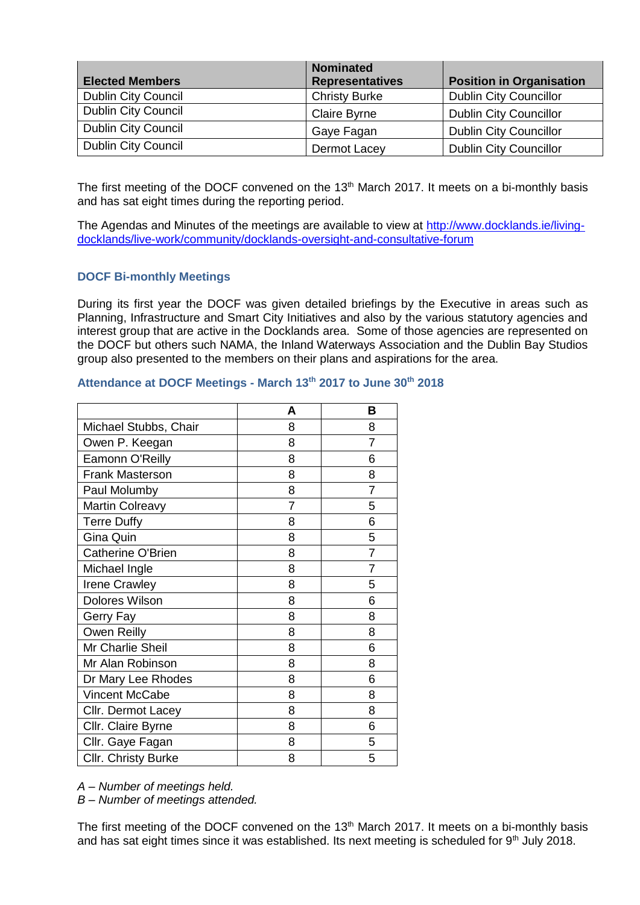| Elected Members | Nominated Representatives | Position in Organisation |
|---|---|---|
| Dublin City Council | Christy Burke | Dublin City Councillor |
| Dublin City Council | Claire Byrne | Dublin City Councillor |
| Dublin City Council | Gaye Fagan | Dublin City Councillor |
| Dublin City Council | Dermot Lacey | Dublin City Councillor |

The first meeting of the DOCF convened on the 13th March 2017. It meets on a bi-monthly basis and has sat eight times during the reporting period.

The Agendas and Minutes of the meetings are available to view at [http://www.docklands.ie/living-docklands/live-work/community/docklands-oversight-and-consultative-forum](http://www.docklands.ie/living-docklands/live-work/community/docklands-oversight-and-consultative-forum)

### DOCF Bi-monthly Meetings

During its first year the DOCF was given detailed briefings by the Executive in areas such as Planning, Infrastructure and Smart City Initiatives and also by the various statutory agencies and interest group that are active in the Docklands area. Some of those agencies are represented on the DOCF but others such NAMA, the Inland Waterways Association and the Dublin Bay Studios group also presented to the members on their plans and aspirations for the area.

### Attendance at DOCF Meetings - March 13th 2017 to June 30th 2018

| | A | B |
|---|---|---|
| Michael Stubbs, Chair | 8 | 8 |
| Owen P. Keegan | 8 | 7 |
| Eamonn O'Reilly | 8 | 6 |
| Frank Masterson | 8 | 8 |
| Paul Molumby | 8 | 7 |
| Martin Colreavy | 7 | 5 |
| Terre Duffy | 8 | 6 |
| Gina Quin | 8 | 5 |
| Catherine O'Brien | 8 | 7 |
| Michael Ingle | 8 | 7 |
| Irene Crawley | 8 | 5 |
| Dolores Wilson | 8 | 6 |
| Gerry Fay | 8 | 8 |
| Owen Reilly | 8 | 8 |
| Mr Charlie Sheil | 8 | 6 |
| Mr Alan Robinson | 8 | 8 |
| Dr Mary Lee Rhodes | 8 | 6 |
| Vincent McCabe | 8 | 8 |
| Cllr. Dermot Lacey | 8 | 8 |
| Cllr. Claire Byrne | 8 | 6 |
| Cllr. Gaye Fagan | 8 | 5 |
| Cllr. Christy Burke | 8 | 5 |

*A – Number of meetings held.*
*B – Number of meetings attended.*

The first meeting of the DOCF convened on the 13th March 2017. It meets on a bi-monthly basis and has sat eight times since it was established. Its next meeting is scheduled for 9th July 2018.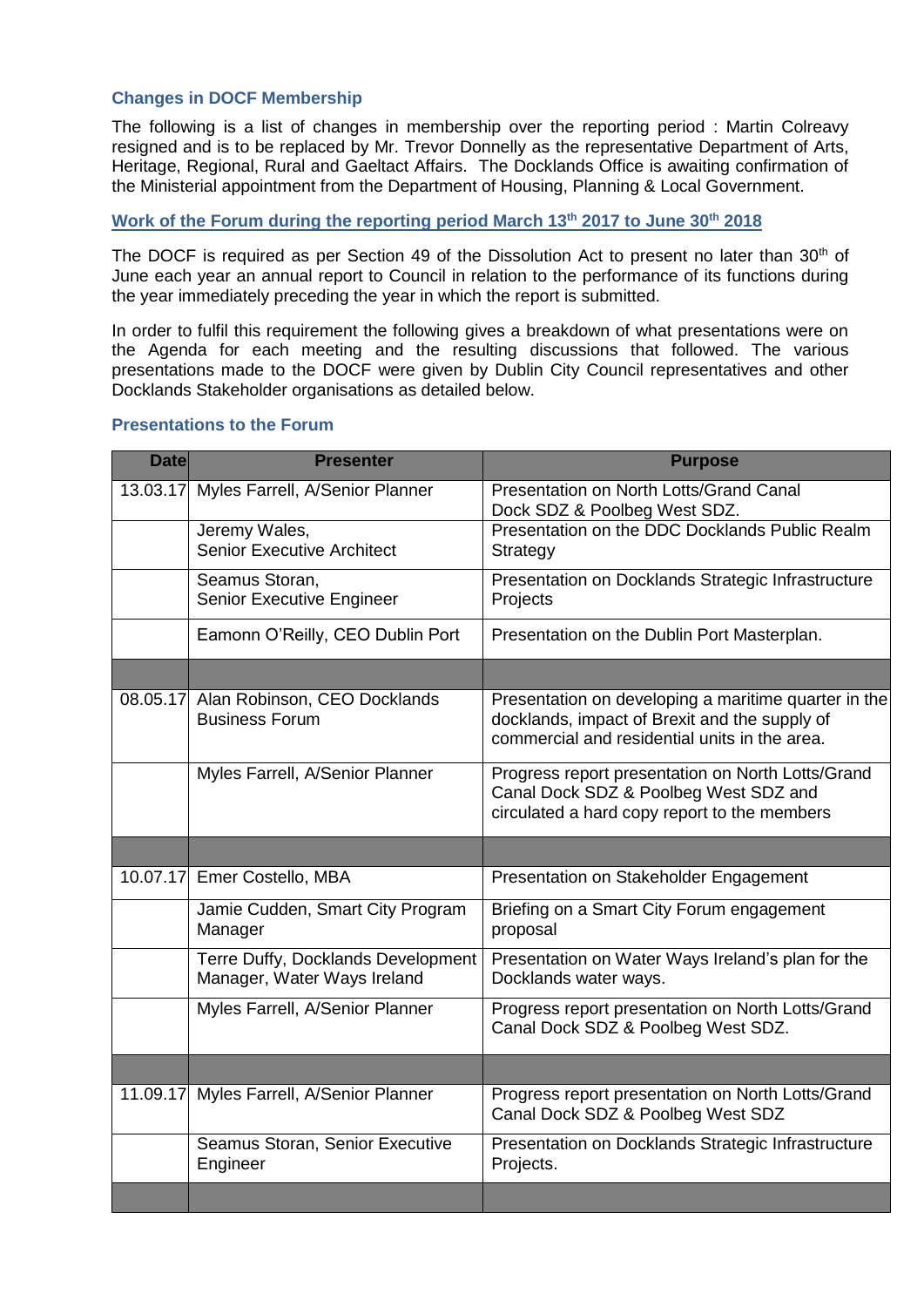### Changes in DOCF Membership

The following is a list of changes in membership over the reporting period : Martin Colreavy resigned and is to be replaced by Mr. Trevor Donnelly as the representative Department of Arts, Heritage, Regional, Rural and Gaeltact Affairs. The Docklands Office is awaiting confirmation of the Ministerial appointment from the Department of Housing, Planning & Local Government.

### Work of the Forum during the reporting period March 13th 2017 to June 30th 2018

The DOCF is required as per Section 49 of the Dissolution Act to present no later than 30th of June each year an annual report to Council in relation to the performance of its functions during the year immediately preceding the year in which the report is submitted.

In order to fulfil this requirement the following gives a breakdown of what presentations were on the Agenda for each meeting and the resulting discussions that followed. The various presentations made to the DOCF were given by Dublin City Council representatives and other Docklands Stakeholder organisations as detailed below.

### Presentations to the Forum

| Date | Presenter | Purpose |
|---|---|---|
| 13.03.17 | Myles Farrell, A/Senior Planner | Presentation on North Lotts/Grand Canal Dock SDZ & Poolbeg West SDZ. |
| | Jeremy Wales, Senior Executive Architect | Presentation on the DDC Docklands Public Realm Strategy |
| | Seamus Storan, Senior Executive Engineer | Presentation on Docklands Strategic Infrastructure Projects |
| | Eamonn O'Reilly, CEO Dublin Port | Presentation on the Dublin Port Masterplan. |
| | | |
| 08.05.17 | Alan Robinson, CEO Docklands Business Forum | Presentation on developing a maritime quarter in the docklands, impact of Brexit and the supply of commercial and residential units in the area. |
| | Myles Farrell, A/Senior Planner | Progress report presentation on North Lotts/Grand Canal Dock SDZ & Poolbeg West SDZ and circulated a hard copy report to the members |
| | | |
| 10.07.17 | Emer Costello, MBA | Presentation on Stakeholder Engagement |
| | Jamie Cudden, Smart City Program Manager | Briefing on a Smart City Forum engagement proposal |
| | Terre Duffy, Docklands Development Manager, Water Ways Ireland | Presentation on Water Ways Ireland's plan for the Docklands water ways. |
| | Myles Farrell, A/Senior Planner | Progress report presentation on North Lotts/Grand Canal Dock SDZ & Poolbeg West SDZ. |
| | | |
| 11.09.17 | Myles Farrell, A/Senior Planner | Progress report presentation on North Lotts/Grand Canal Dock SDZ & Poolbeg West SDZ |
| | Seamus Storan, Senior Executive Engineer | Presentation on Docklands Strategic Infrastructure Projects. |
| | | |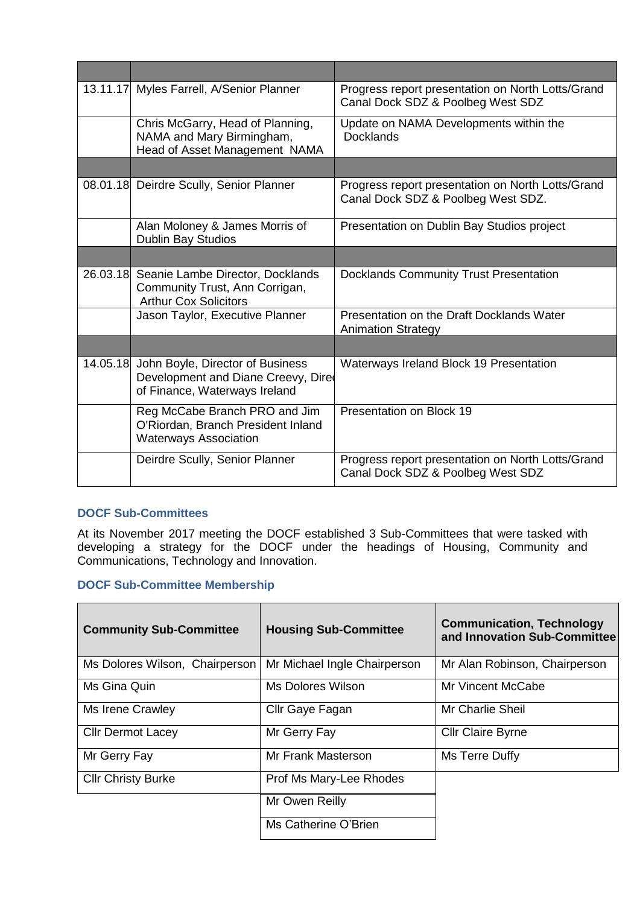| | | |
|---|---|---|
| | | |
| 13.11.17 | Myles Farrell, A/Senior Planner | Progress report presentation on North Lotts/Grand Canal Dock SDZ & Poolbeg West SDZ |
| | Chris McGarry, Head of Planning, NAMA and Mary Birmingham, Head of Asset Management NAMA | Update on NAMA Developments within the Docklands |
| | | |
| 08.01.18 | Deirdre Scully, Senior Planner | Progress report presentation on North Lotts/Grand Canal Dock SDZ & Poolbeg West SDZ. |
| | Alan Moloney & James Morris of Dublin Bay Studios | Presentation on Dublin Bay Studios project |
| | | |
| 26.03.18 | Seanie Lambe Director, Docklands Community Trust, Ann Corrigan, Arthur Cox Solicitors | Docklands Community Trust Presentation |
| | Jason Taylor, Executive Planner | Presentation on the Draft Docklands Water Animation Strategy |
| | | |
| 14.05.18 | John Boyle, Director of Business Development and Diane Creevy, Direc of Finance, Waterways Ireland | Waterways Ireland Block 19 Presentation |
| | Reg McCabe Branch PRO and Jim O'Riordan, Branch President Inland Waterways Association | Presentation on Block 19 |
| | Deirdre Scully, Senior Planner | Progress report presentation on North Lotts/Grand Canal Dock SDZ & Poolbeg West SDZ |

### DOCF Sub-Committees

At its November 2017 meeting the DOCF established 3 Sub-Committees that were tasked with developing a strategy for the DOCF under the headings of Housing, Community and Communications, Technology and Innovation.

### DOCF Sub-Committee Membership

| Community Sub-Committee | Housing Sub-Committee | Communication, Technology and Innovation Sub-Committee |
|---|---|---|
| Ms Dolores Wilson, Chairperson | Mr Michael Ingle Chairperson | Mr Alan Robinson, Chairperson |
| Ms Gina Quin | Ms Dolores Wilson | Mr Vincent McCabe |
| Ms Irene Crawley | Cllr Gaye Fagan | Mr Charlie Sheil |
| Cllr Dermot Lacey | Mr Gerry Fay | Cllr Claire Byrne |
| Mr Gerry Fay | Mr Frank Masterson | Ms Terre Duffy |
| Cllr Christy Burke | Prof Ms Mary-Lee Rhodes | |
| | Mr Owen Reilly | |
| | Ms Catherine O'Brien | |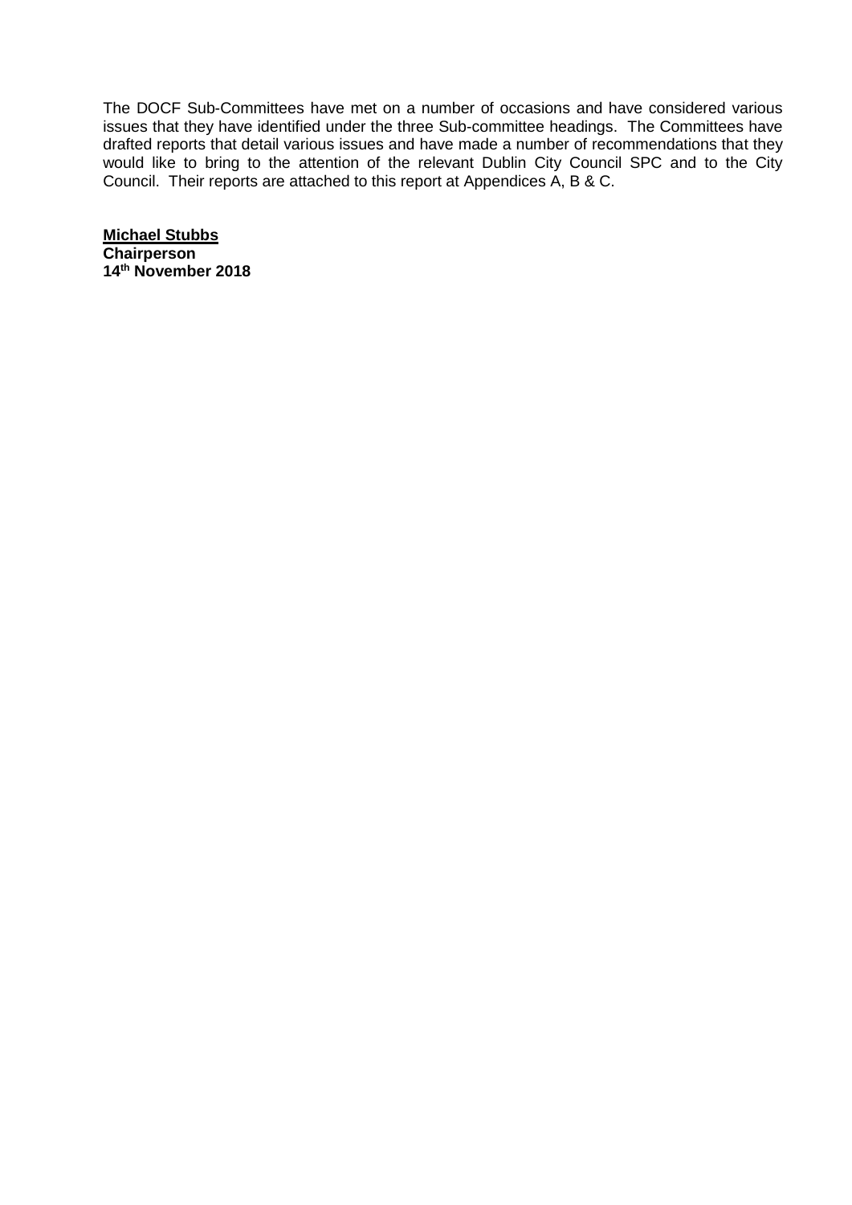The DOCF Sub-Committees have met on a number of occasions and have considered various issues that they have identified under the three Sub-committee headings. The Committees have drafted reports that detail various issues and have made a number of recommendations that they would like to bring to the attention of the relevant Dublin City Council SPC and to the City Council. Their reports are attached to this report at Appendices A, B & C.

**Michael Stubbs**
**Chairperson**
**14th November 2018**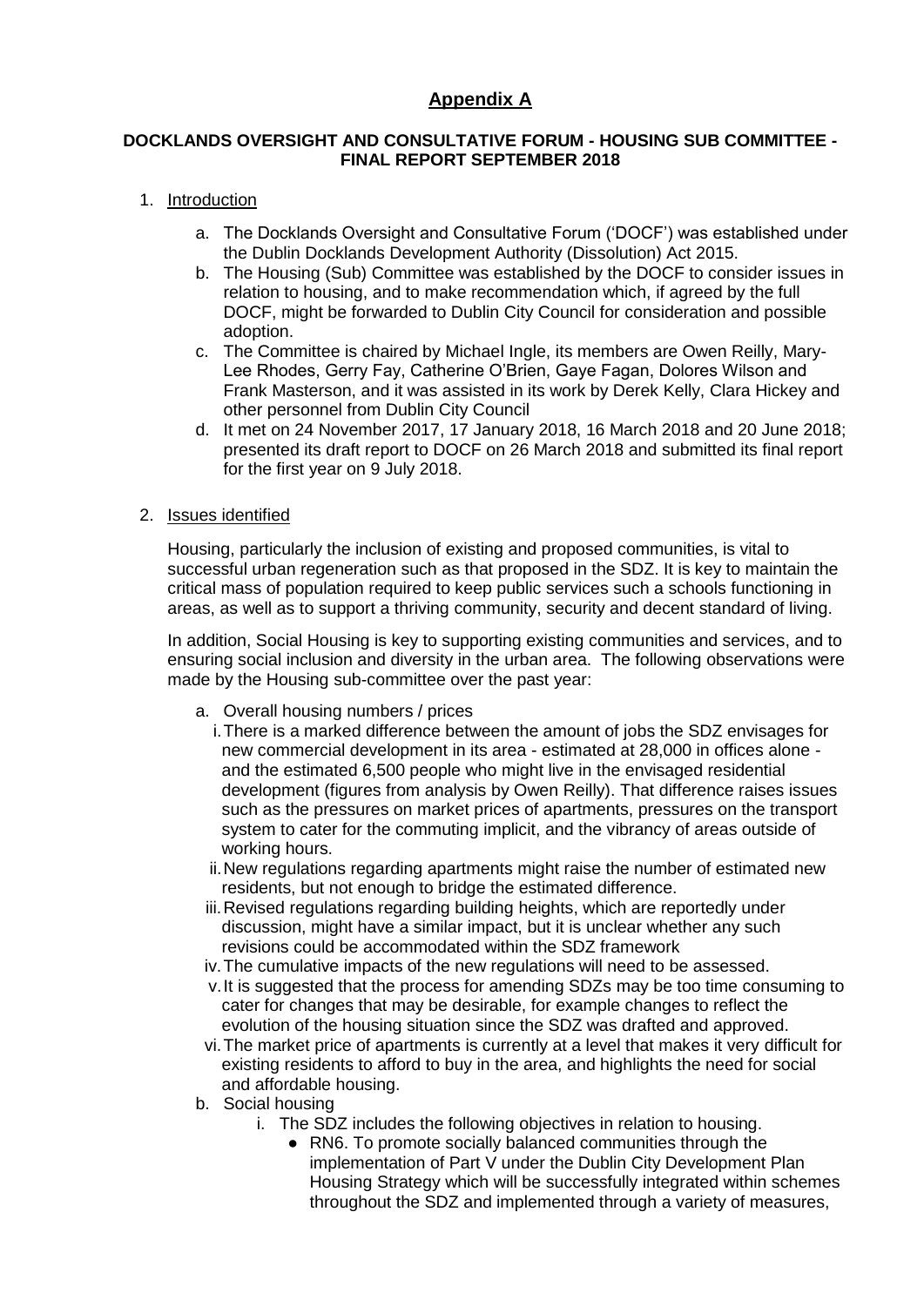# Appendix A

**DOCKLANDS OVERSIGHT AND CONSULTATIVE FORUM - HOUSING SUB COMMITTEE - FINAL REPORT SEPTEMBER 2018**

1. Introduction
    a. The Docklands Oversight and Consultative Forum ('DOCF') was established under the Dublin Docklands Development Authority (Dissolution) Act 2015.
    b. The Housing (Sub) Committee was established by the DOCF to consider issues in relation to housing, and to make recommendation which, if agreed by the full DOCF, might be forwarded to Dublin City Council for consideration and possible adoption.
    c. The Committee is chaired by Michael Ingle, its members are Owen Reilly, Mary-Lee Rhodes, Gerry Fay, Catherine O'Brien, Gaye Fagan, Dolores Wilson and Frank Masterson, and it was assisted in its work by Derek Kelly, Clara Hickey and other personnel from Dublin City Council
    d. It met on 24 November 2017, 17 January 2018, 16 March 2018 and 20 June 2018; presented its draft report to DOCF on 26 March 2018 and submitted its final report for the first year on 9 July 2018.

2. Issues identified

    Housing, particularly the inclusion of existing and proposed communities, is vital to successful urban regeneration such as that proposed in the SDZ. It is key to maintain the critical mass of population required to keep public services such a schools functioning in areas, as well as to support a thriving community, security and decent standard of living.

    In addition, Social Housing is key to supporting existing communities and services, and to ensuring social inclusion and diversity in the urban area. The following observations were made by the Housing sub-committee over the past year:

    a. Overall housing numbers / prices
        i. There is a marked difference between the amount of jobs the SDZ envisages for new commercial development in its area - estimated at 28,000 in offices alone - and the estimated 6,500 people who might live in the envisaged residential development (figures from analysis by Owen Reilly). That difference raises issues such as the pressures on market prices of apartments, pressures on the transport system to cater for the commuting implicit, and the vibrancy of areas outside of working hours.
        ii. New regulations regarding apartments might raise the number of estimated new residents, but not enough to bridge the estimated difference.
        iii. Revised regulations regarding building heights, which are reportedly under discussion, might have a similar impact, but it is unclear whether any such revisions could be accommodated within the SDZ framework
        iv. The cumulative impacts of the new regulations will need to be assessed.
        v. It is suggested that the process for amending SDZs may be too time consuming to cater for changes that may be desirable, for example changes to reflect the evolution of the housing situation since the SDZ was drafted and approved.
        vi. The market price of apartments is currently at a level that makes it very difficult for existing residents to afford to buy in the area, and highlights the need for social and affordable housing.
    b. Social housing
        i. The SDZ includes the following objectives in relation to housing.
            - RN6. To promote socially balanced communities through the implementation of Part V under the Dublin City Development Plan Housing Strategy which will be successfully integrated within schemes throughout the SDZ and implemented through a variety of measures,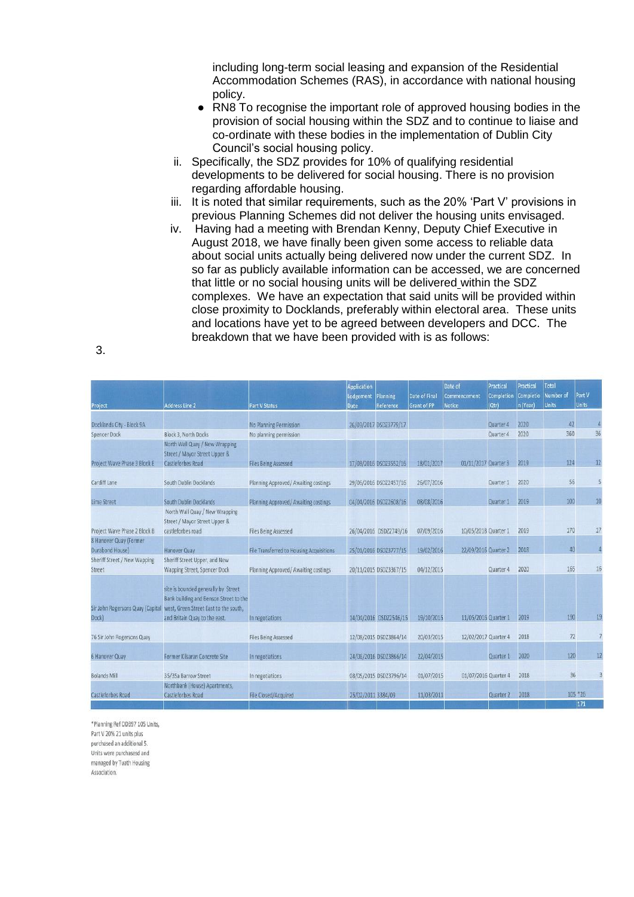including long-term social leasing and expansion of the Residential Accommodation Schemes (RAS), in accordance with national housing policy.

- RN8 To recognise the important role of approved housing bodies in the provision of social housing within the SDZ and to continue to liaise and co-ordinate with these bodies in the implementation of Dublin City Council's social housing policy.

ii. Specifically, the SDZ provides for 10% of qualifying residential developments to be delivered for social housing. There is no provision regarding affordable housing.

iii. It is noted that similar requirements, such as the 20% 'Part V' provisions in previous Planning Schemes did not deliver the housing units envisaged.

iv. Having had a meeting with Brendan Kenny, Deputy Chief Executive in August 2018, we have finally been given some access to reliable data about social units actually being delivered now under the current SDZ. In so far as publicly available information can be accessed, we are concerned that little or no social housing units will be delivered within the SDZ complexes. We have an expectation that said units will be provided within close proximity to Docklands, preferably within electoral area. These units and locations have yet to be agreed between developers and DCC. The breakdown that we have been provided with is as follows:

3.

| Project | Address Line 2 | Part V Status | Application Lodgement Date | Planning Reference | Date of Final Grant of PP | Date of Commencement Notice | Practical Completion (Qtr) | Practical Completion (Year) | Total Number of Units | Part V Units |
|---|---|---|---|---|---|---|---|---|---|---|
| Docklands City - Block 9A | | No Planning Permission | 26/09/2017 | DSDZ3779/17 | | | Quarter 4 | 2020 | 42 | 4 |
| Spencer Dock | Block 3, North Docks | No planning permission | | | | | Quarter 4 | 2020 | 360 | 36 |
| Project Wave Phase 3 Block E | North Wall Quay / New Wrapping Street / Mayor Street Upper & Castleforbes Road | Files Being Assessed | 17/08/2016 | DSDZ3552/16 | 18/01/2017 | 01/11/2017 | Quarter 3 | 2019 | 124 | 12 |
| Cardiff Lane | South Dublin Docklands | Planning Approved/ Awaiting costings | 29/06/2016 | DSDZ2457/16 | 26/07/2016 | | Quarter 1 | 2020 | 56 | 5 |
| Lime Street | South Dublin Docklands | Planning Approved/ Awaiting costings | 04/04/2016 | DSDZ2608/16 | 08/08/2016 | | Quarter 1 | 2019 | 100 | 10 |
| Project Wave Phase 2 Block B | North Wall Quay / New Wrapping Street / Mayor Street Upper & castleforbes road | Files Being Assessed | 26/04/2016 | DSDZ2749/16 | 07/09/2016 | 10/05/2018 | Quarter 1 | 2019 | 170 | 17 |
| 8 Hanover Quay (Former Durabond House) | Hanover Quay | File Transferred to Housing Acquisitions | 25/01/2016 | DSDZ3727/15 | 19/02/2016 | 22/09/2016 | Quarter 2 | 2018 | 40 | 4 |
| Sheriff Street / New Wapping Street | Sheriff Street Upper, and New Wapping Street, Spencer Dock | Planning Approved/ Awaiting costings | 20/11/2015 | DSDZ3367/15 | 04/12/2015 | | Quarter 4 | 2020 | 165 | 16 |
| Sir John Rogersons Quay (Capital Dock) | site is bounded generally by Street Bank building and Benson Street to the west, Green Street East to the south, and Britain Quay to the east. | In negotiations | 14/09/2016 | DSDZ2546/15 | 19/10/2015 | 11/05/2016 | Quarter 1 | 2019 | 190 | 19 |
| 76 Sir John Rogersons Quay | | Files Being Assessed | 12/08/2015 | DSDZ3864/14 | 20/03/2015 | 12/02/2017 | Quarter 4 | 2018 | 72 | 7 |
| 6 Hanover Quay | Former Kilsaran Concrete Site | In negotiations | 24/06/2016 | DSDZ3866/14 | 22/04/2015 | | Quarter 1 | 2020 | 120 | 12 |
| Bolands Mill | 35/35a Barrow Street | In negotiations | 08/05/2015 | DSDZ3796/14 | 01/07/2015 | 01/07/2016 | Quarter 4 | 2018 | 36 | 3 |
| Castleforbes Road | Northbank (House) Apartments, Castleforbes Road | File Closed/Acquired | 25/02/2011 | 3384/09 | 11/03/2011 | | Quarter 2 | 2018 | 105 | *26 |
| | | | | | | | | | | 171 |

*Planning Ref DD397 105 Units, Part V 20% 21 units plus purchased an additional 5. Units were purchasesd and managed by Tuath Housing Association.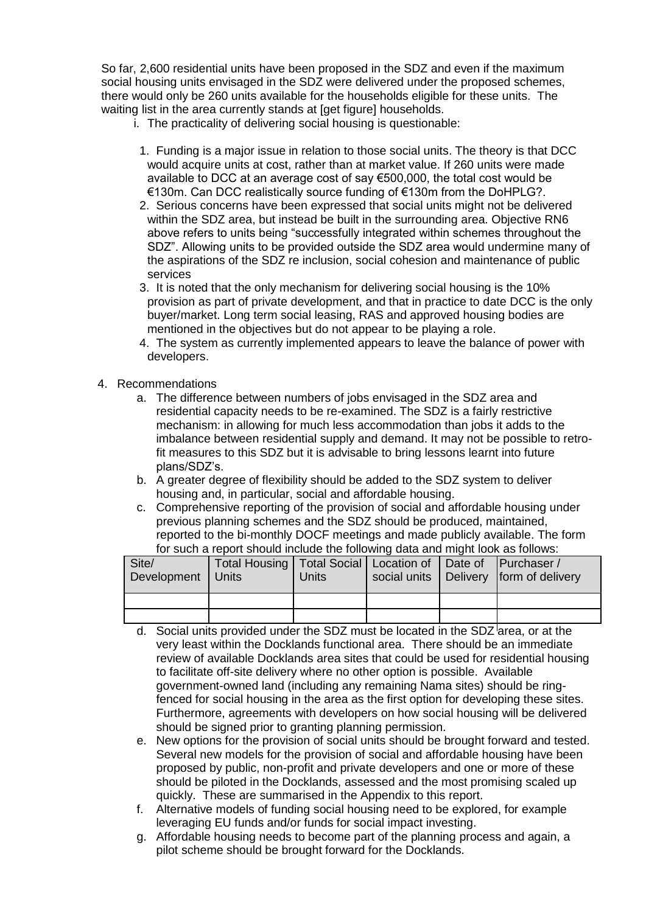So far, 2,600 residential units have been proposed in the SDZ and even if the maximum social housing units envisaged in the SDZ were delivered under the proposed schemes, there would only be 260 units available for the households eligible for these units. The waiting list in the area currently stands at [get figure] households.

i. The practicality of delivering social housing is questionable:

   1. Funding is a major issue in relation to those social units. The theory is that DCC would acquire units at cost, rather than at market value. If 260 units were made available to DCC at an average cost of say €500,000, the total cost would be €130m. Can DCC realistically source funding of €130m from the DoHPLG?.
   2. Serious concerns have been expressed that social units might not be delivered within the SDZ area, but instead be built in the surrounding area. Objective RN6 above refers to units being "successfully integrated within schemes throughout the SDZ". Allowing units to be provided outside the SDZ area would undermine many of the aspirations of the SDZ re inclusion, social cohesion and maintenance of public services
   3. It is noted that the only mechanism for delivering social housing is the 10% provision as part of private development, and that in practice to date DCC is the only buyer/market. Long term social leasing, RAS and approved housing bodies are mentioned in the objectives but do not appear to be playing a role.
   4. The system as currently implemented appears to leave the balance of power with developers.

4. Recommendations
   a. The difference between numbers of jobs envisaged in the SDZ area and residential capacity needs to be re-examined. The SDZ is a fairly restrictive mechanism: in allowing for much less accommodation than jobs it adds to the imbalance between residential supply and demand. It may not be possible to retro-fit measures to this SDZ but it is advisable to bring lessons learnt into future plans/SDZ's.
   b. A greater degree of flexibility should be added to the SDZ system to deliver housing and, in particular, social and affordable housing.
   c. Comprehensive reporting of the provision of social and affordable housing under previous planning schemes and the SDZ should be produced, maintained, reported to the bi-monthly DOCF meetings and made publicly available. The form for such a report should include the following data and might look as follows:

| Site/ Development | Total Housing Units | Total Social Units | Location of social units | Date of Delivery | Purchaser / form of delivery |
|---|---|---|---|---|---|
| | | | | | |
| | | | | | |

   d. Social units provided under the SDZ must be located in the SDZ area, or at the very least within the Docklands functional area. There should be an immediate review of available Docklands area sites that could be used for residential housing to facilitate off-site delivery where no other option is possible. Available government-owned land (including any remaining Nama sites) should be ring-fenced for social housing in the area as the first option for developing these sites. Furthermore, agreements with developers on how social housing will be delivered should be signed prior to granting planning permission.
   e. New options for the provision of social units should be brought forward and tested. Several new models for the provision of social and affordable housing have been proposed by public, non-profit and private developers and one or more of these should be piloted in the Docklands, assessed and the most promising scaled up quickly. These are summarised in the Appendix to this report.
   f. Alternative models of funding social housing need to be explored, for example leveraging EU funds and/or funds for social impact investing.
   g. Affordable housing needs to become part of the planning process and again, a pilot scheme should be brought forward for the Docklands.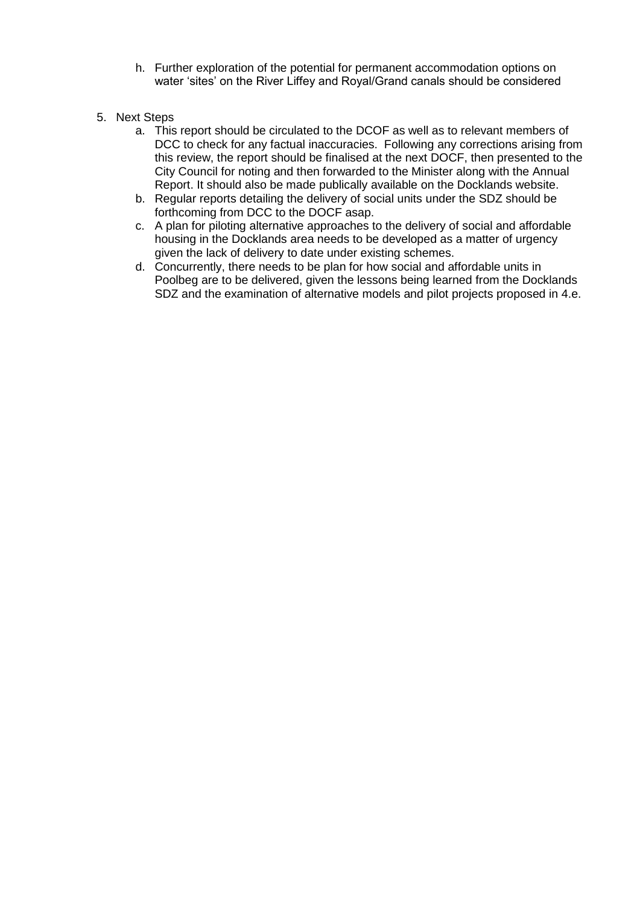h. Further exploration of the potential for permanent accommodation options on water 'sites' on the River Liffey and Royal/Grand canals should be considered

5. Next Steps
   a. This report should be circulated to the DCOF as well as to relevant members of DCC to check for any factual inaccuracies. Following any corrections arising from this review, the report should be finalised at the next DOCF, then presented to the City Council for noting and then forwarded to the Minister along with the Annual Report. It should also be made publically available on the Docklands website.
   b. Regular reports detailing the delivery of social units under the SDZ should be forthcoming from DCC to the DOCF asap.
   c. A plan for piloting alternative approaches to the delivery of social and affordable housing in the Docklands area needs to be developed as a matter of urgency given the lack of delivery to date under existing schemes.
   d. Concurrently, there needs to be plan for how social and affordable units in Poolbeg are to be delivered, given the lessons being learned from the Docklands SDZ and the examination of alternative models and pilot projects proposed in 4.e.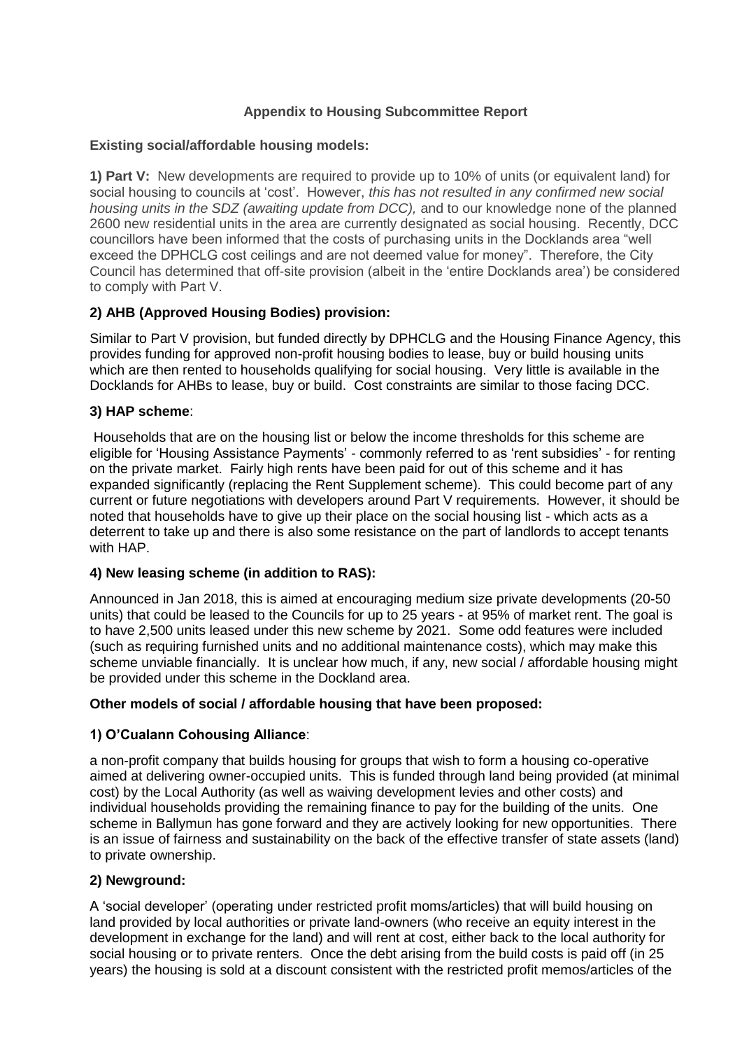**Appendix to Housing Subcommittee Report**

**Existing social/affordable housing models:**

**1) Part V:** New developments are required to provide up to 10% of units (or equivalent land) for social housing to councils at 'cost'. However, *this has not resulted in any confirmed new social housing units in the SDZ (awaiting update from DCC),* and to our knowledge none of the planned 2600 new residential units in the area are currently designated as social housing. Recently, DCC councillors have been informed that the costs of purchasing units in the Docklands area "well exceed the DPHCLG cost ceilings and are not deemed value for money". Therefore, the City Council has determined that off-site provision (albeit in the 'entire Docklands area') be considered to comply with Part V.

**2) AHB (Approved Housing Bodies) provision:**

Similar to Part V provision, but funded directly by DPHCLG and the Housing Finance Agency, this provides funding for approved non-profit housing bodies to lease, buy or build housing units which are then rented to households qualifying for social housing. Very little is available in the Docklands for AHBs to lease, buy or build. Cost constraints are similar to those facing DCC.

**3) HAP scheme**:

Households that are on the housing list or below the income thresholds for this scheme are eligible for 'Housing Assistance Payments' - commonly referred to as 'rent subsidies' - for renting on the private market. Fairly high rents have been paid for out of this scheme and it has expanded significantly (replacing the Rent Supplement scheme). This could become part of any current or future negotiations with developers around Part V requirements. However, it should be noted that households have to give up their place on the social housing list - which acts as a deterrent to take up and there is also some resistance on the part of landlords to accept tenants with HAP.

**4) New leasing scheme (in addition to RAS):**

Announced in Jan 2018, this is aimed at encouraging medium size private developments (20-50 units) that could be leased to the Councils for up to 25 years - at 95% of market rent. The goal is to have 2,500 units leased under this new scheme by 2021. Some odd features were included (such as requiring furnished units and no additional maintenance costs), which may make this scheme unviable financially. It is unclear how much, if any, new social / affordable housing might be provided under this scheme in the Dockland area.

**Other models of social / affordable housing that have been proposed:**

**1) O'Cualann Cohousing Alliance**:

a non-profit company that builds housing for groups that wish to form a housing co-operative aimed at delivering owner-occupied units. This is funded through land being provided (at minimal cost) by the Local Authority (as well as waiving development levies and other costs) and individual households providing the remaining finance to pay for the building of the units. One scheme in Ballymun has gone forward and they are actively looking for new opportunities. There is an issue of fairness and sustainability on the back of the effective transfer of state assets (land) to private ownership.

**2) Newground:**

A 'social developer' (operating under restricted profit moms/articles) that will build housing on land provided by local authorities or private land-owners (who receive an equity interest in the development in exchange for the land) and will rent at cost, either back to the local authority for social housing or to private renters. Once the debt arising from the build costs is paid off (in 25 years) the housing is sold at a discount consistent with the restricted profit memos/articles of the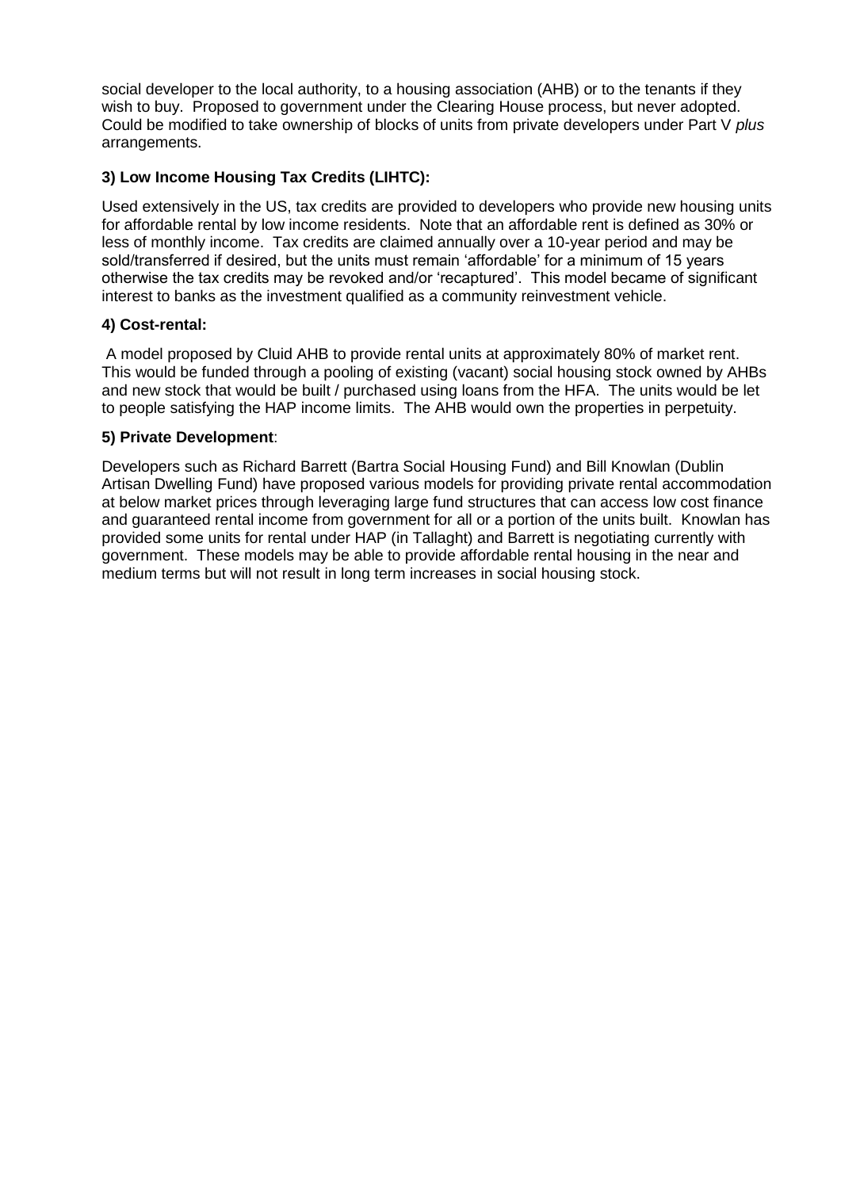social developer to the local authority, to a housing association (AHB) or to the tenants if they wish to buy. Proposed to government under the Clearing House process, but never adopted. Could be modified to take ownership of blocks of units from private developers under Part V *plus* arrangements.

**3) Low Income Housing Tax Credits (LIHTC):**

Used extensively in the US, tax credits are provided to developers who provide new housing units for affordable rental by low income residents. Note that an affordable rent is defined as 30% or less of monthly income. Tax credits are claimed annually over a 10-year period and may be sold/transferred if desired, but the units must remain 'affordable' for a minimum of 15 years otherwise the tax credits may be revoked and/or 'recaptured'. This model became of significant interest to banks as the investment qualified as a community reinvestment vehicle.

**4) Cost-rental:**

A model proposed by Cluid AHB to provide rental units at approximately 80% of market rent. This would be funded through a pooling of existing (vacant) social housing stock owned by AHBs and new stock that would be built / purchased using loans from the HFA. The units would be let to people satisfying the HAP income limits. The AHB would own the properties in perpetuity.

**5) Private Development**:

Developers such as Richard Barrett (Bartra Social Housing Fund) and Bill Knowlan (Dublin Artisan Dwelling Fund) have proposed various models for providing private rental accommodation at below market prices through leveraging large fund structures that can access low cost finance and guaranteed rental income from government for all or a portion of the units built. Knowlan has provided some units for rental under HAP (in Tallaght) and Barrett is negotiating currently with government. These models may be able to provide affordable rental housing in the near and medium terms but will not result in long term increases in social housing stock.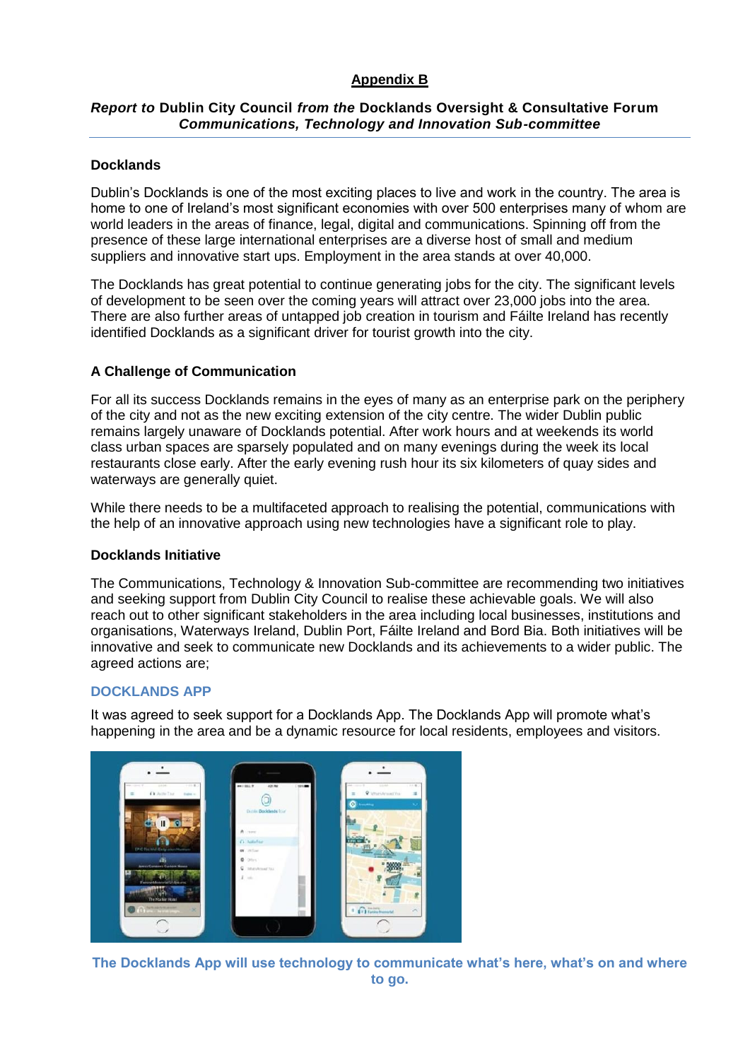## Appendix B

***Report to* Dublin City Council *from the* Docklands Oversight & Consultative Forum**
***Communications, Technology and Innovation Sub-committee***

### Docklands

Dublin's Docklands is one of the most exciting places to live and work in the country. The area is home to one of Ireland's most significant economies with over 500 enterprises many of whom are world leaders in the areas of finance, legal, digital and communications. Spinning off from the presence of these large international enterprises are a diverse host of small and medium suppliers and innovative start ups. Employment in the area stands at over 40,000.

The Docklands has great potential to continue generating jobs for the city. The significant levels of development to be seen over the coming years will attract over 23,000 jobs into the area. There are also further areas of untapped job creation in tourism and Fáilte Ireland has recently identified Docklands as a significant driver for tourist growth into the city.

### A Challenge of Communication

For all its success Docklands remains in the eyes of many as an enterprise park on the periphery of the city and not as the new exciting extension of the city centre. The wider Dublin public remains largely unaware of Docklands potential. After work hours and at weekends its world class urban spaces are sparsely populated and on many evenings during the week its local restaurants close early. After the early evening rush hour its six kilometers of quay sides and waterways are generally quiet.

While there needs to be a multifaceted approach to realising the potential, communications with the help of an innovative approach using new technologies have a significant role to play.

### Docklands Initiative

The Communications, Technology & Innovation Sub-committee are recommending two initiatives and seeking support from Dublin City Council to realise these achievable goals. We will also reach out to other significant stakeholders in the area including local businesses, institutions and organisations, Waterways Ireland, Dublin Port, Fáilte Ireland and Bord Bia. Both initiatives will be innovative and seek to communicate new Docklands and its achievements to a wider public. The agreed actions are;

#### DOCKLANDS APP

It was agreed to seek support for a Docklands App. The Docklands App will promote what's happening in the area and be a dynamic resource for local residents, employees and visitors.

**The Docklands App will use technology to communicate what's here, what's on and where to go.**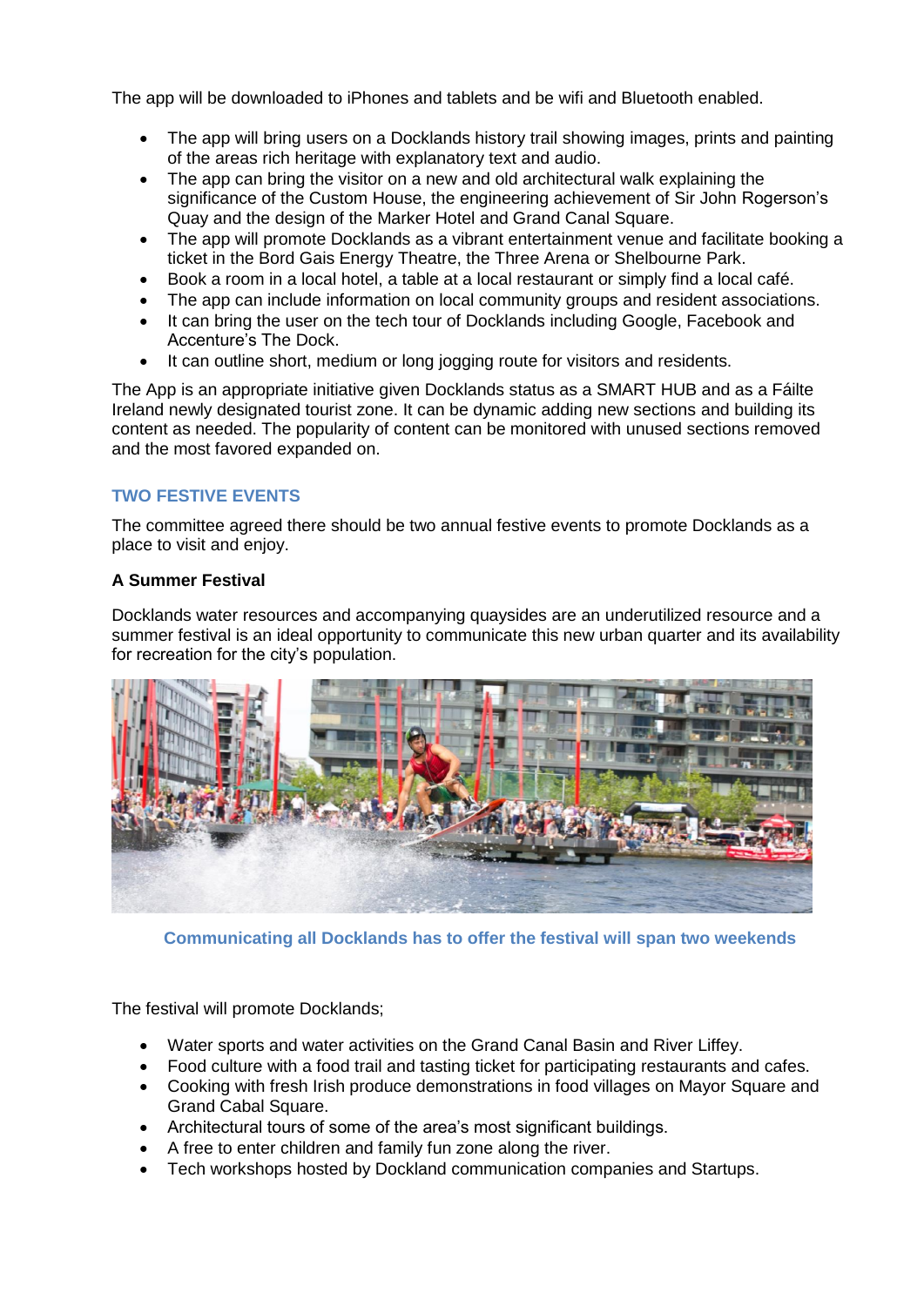The app will be downloaded to iPhones and tablets and be wifi and Bluetooth enabled.

- The app will bring users on a Docklands history trail showing images, prints and painting of the areas rich heritage with explanatory text and audio.
- The app can bring the visitor on a new and old architectural walk explaining the significance of the Custom House, the engineering achievement of Sir John Rogerson's Quay and the design of the Marker Hotel and Grand Canal Square.
- The app will promote Docklands as a vibrant entertainment venue and facilitate booking a ticket in the Bord Gais Energy Theatre, the Three Arena or Shelbourne Park.
- Book a room in a local hotel, a table at a local restaurant or simply find a local café.
- The app can include information on local community groups and resident associations.
- It can bring the user on the tech tour of Docklands including Google, Facebook and Accenture's The Dock.
- It can outline short, medium or long jogging route for visitors and residents.

The App is an appropriate initiative given Docklands status as a SMART HUB and as a Fáilte Ireland newly designated tourist zone. It can be dynamic adding new sections and building its content as needed. The popularity of content can be monitored with unused sections removed and the most favored expanded on.

## TWO FESTIVE EVENTS

The committee agreed there should be two annual festive events to promote Docklands as a place to visit and enjoy.

### A Summer Festival

Docklands water resources and accompanying quaysides are an underutilized resource and a summer festival is an ideal opportunity to communicate this new urban quarter and its availability for recreation for the city's population.

**Communicating all Docklands has to offer the festival will span two weekends**

The festival will promote Docklands;

- Water sports and water activities on the Grand Canal Basin and River Liffey.
- Food culture with a food trail and tasting ticket for participating restaurants and cafes.
- Cooking with fresh Irish produce demonstrations in food villages on Mayor Square and Grand Cabal Square.
- Architectural tours of some of the area's most significant buildings.
- A free to enter children and family fun zone along the river.
- Tech workshops hosted by Dockland communication companies and Startups.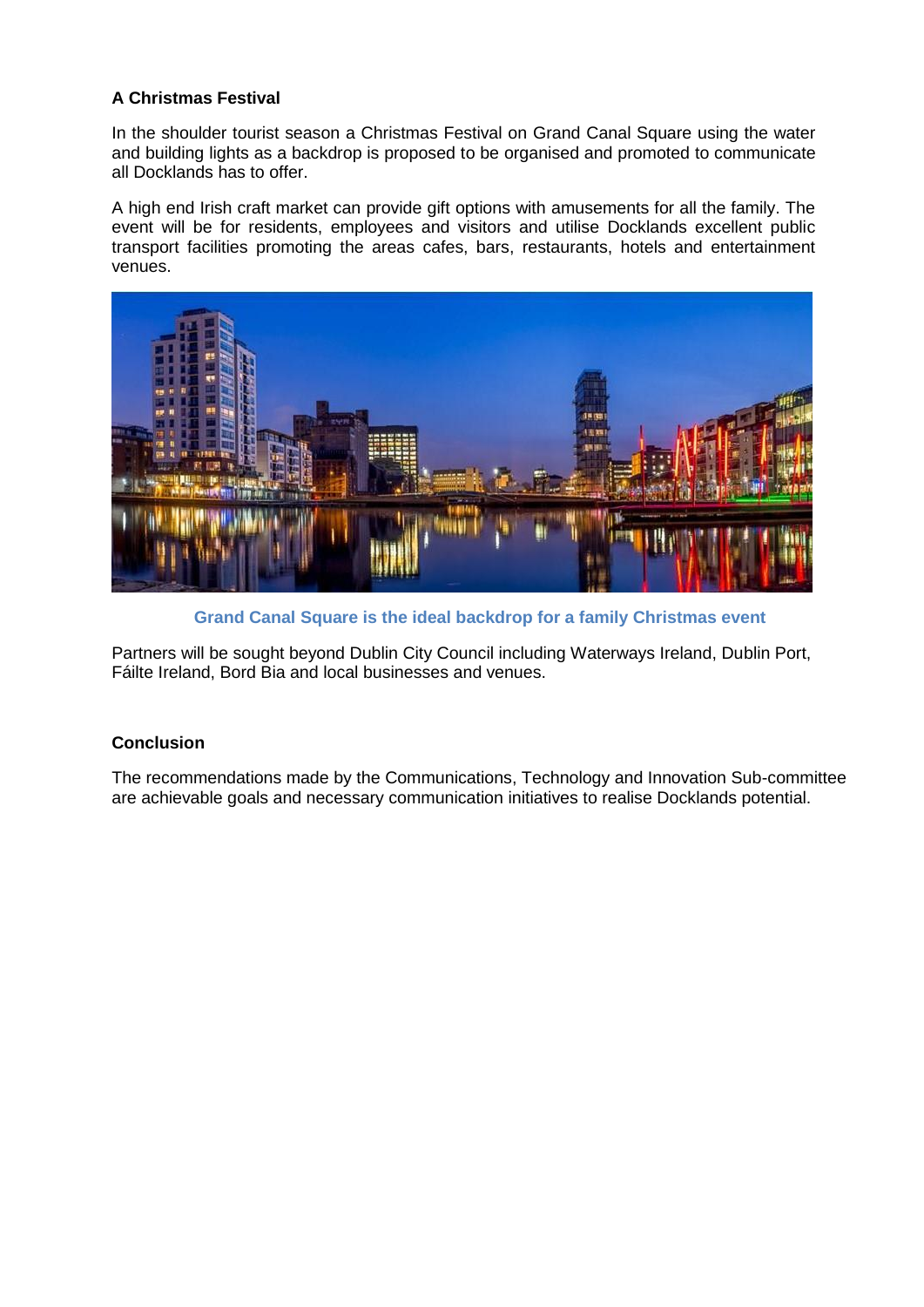### A Christmas Festival

In the shoulder tourist season a Christmas Festival on Grand Canal Square using the water and building lights as a backdrop is proposed to be organised and promoted to communicate all Docklands has to offer.

A high end Irish craft market can provide gift options with amusements for all the family. The event will be for residents, employees and visitors and utilise Docklands excellent public transport facilities promoting the areas cafes, bars, restaurants, hotels and entertainment venues.

**Grand Canal Square is the ideal backdrop for a family Christmas event**

Partners will be sought beyond Dublin City Council including Waterways Ireland, Dublin Port, Fáilte Ireland, Bord Bia and local businesses and venues.

### Conclusion

The recommendations made by the Communications, Technology and Innovation Sub-committee are achievable goals and necessary communication initiatives to realise Docklands potential.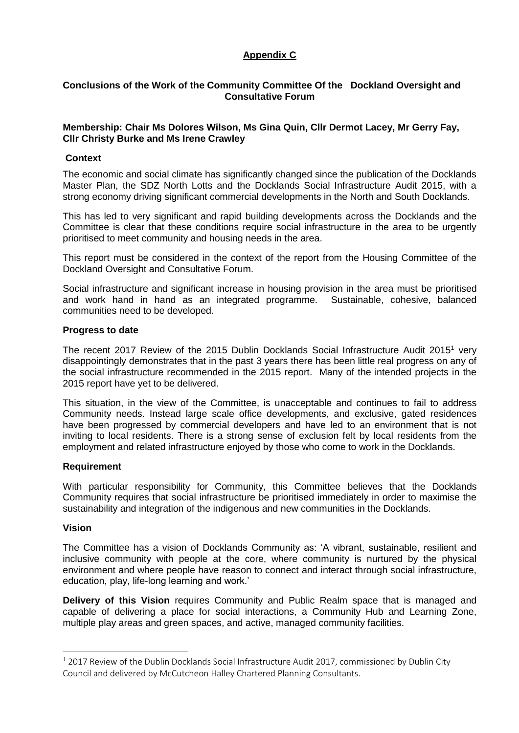## Appendix C

### Conclusions of the Work of the Community Committee Of the Dockland Oversight and Consultative Forum

**Membership: Chair Ms Dolores Wilson, Ms Gina Quin, Cllr Dermot Lacey, Mr Gerry Fay, Cllr Christy Burke and Ms Irene Crawley**

**Context**

The economic and social climate has significantly changed since the publication of the Docklands Master Plan, the SDZ North Lotts and the Docklands Social Infrastructure Audit 2015, with a strong economy driving significant commercial developments in the North and South Docklands.

This has led to very significant and rapid building developments across the Docklands and the Committee is clear that these conditions require social infrastructure in the area to be urgently prioritised to meet community and housing needs in the area.

This report must be considered in the context of the report from the Housing Committee of the Dockland Oversight and Consultative Forum.

Social infrastructure and significant increase in housing provision in the area must be prioritised and work hand in hand as an integrated programme. Sustainable, cohesive, balanced communities need to be developed.

**Progress to date**

The recent 2017 Review of the 2015 Dublin Docklands Social Infrastructure Audit 2015[1] very disappointingly demonstrates that in the past 3 years there has been little real progress on any of the social infrastructure recommended in the 2015 report. Many of the intended projects in the 2015 report have yet to be delivered.

This situation, in the view of the Committee, is unacceptable and continues to fail to address Community needs. Instead large scale office developments, and exclusive, gated residences have been progressed by commercial developers and have led to an environment that is not inviting to local residents. There is a strong sense of exclusion felt by local residents from the employment and related infrastructure enjoyed by those who come to work in the Docklands.

**Requirement**

With particular responsibility for Community, this Committee believes that the Docklands Community requires that social infrastructure be prioritised immediately in order to maximise the sustainability and integration of the indigenous and new communities in the Docklands.

**Vision**

The Committee has a vision of Docklands Community as: 'A vibrant, sustainable, resilient and inclusive community with people at the core, where community is nurtured by the physical environment and where people have reason to connect and interact through social infrastructure, education, play, life-long learning and work.'

**Delivery of this Vision** requires Community and Public Realm space that is managed and capable of delivering a place for social interactions, a Community Hub and Learning Zone, multiple play areas and green spaces, and active, managed community facilities.

---

[1] 2017 Review of the Dublin Docklands Social Infrastructure Audit 2017, commissioned by Dublin City Council and delivered by McCutcheon Halley Chartered Planning Consultants.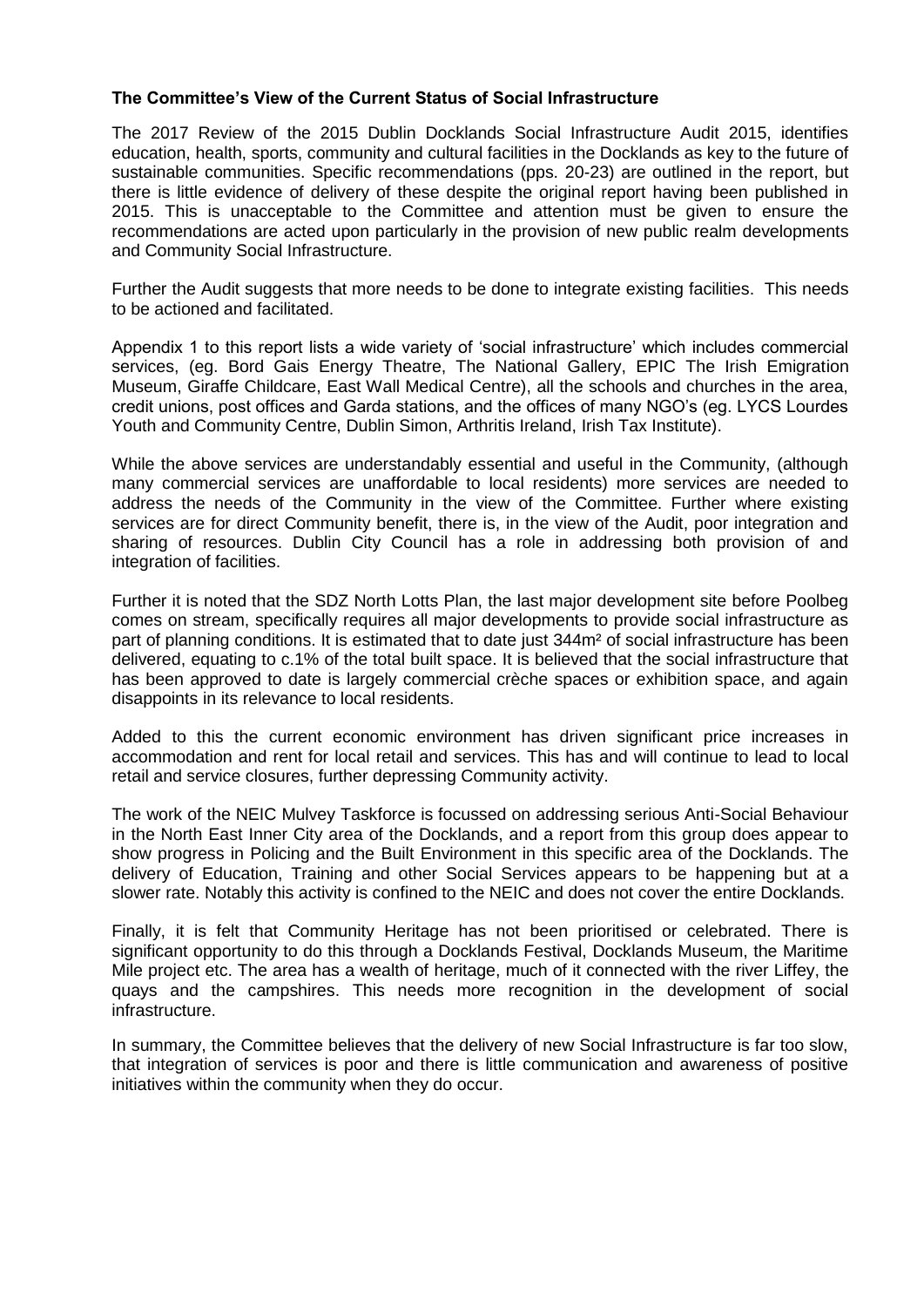**The Committee's View of the Current Status of Social Infrastructure**

The 2017 Review of the 2015 Dublin Docklands Social Infrastructure Audit 2015, identifies education, health, sports, community and cultural facilities in the Docklands as key to the future of sustainable communities. Specific recommendations (pps. 20-23) are outlined in the report, but there is little evidence of delivery of these despite the original report having been published in 2015. This is unacceptable to the Committee and attention must be given to ensure the recommendations are acted upon particularly in the provision of new public realm developments and Community Social Infrastructure.

Further the Audit suggests that more needs to be done to integrate existing facilities. This needs to be actioned and facilitated.

Appendix 1 to this report lists a wide variety of 'social infrastructure' which includes commercial services, (eg. Bord Gais Energy Theatre, The National Gallery, EPIC The Irish Emigration Museum, Giraffe Childcare, East Wall Medical Centre), all the schools and churches in the area, credit unions, post offices and Garda stations, and the offices of many NGO's (eg. LYCS Lourdes Youth and Community Centre, Dublin Simon, Arthritis Ireland, Irish Tax Institute).

While the above services are understandably essential and useful in the Community, (although many commercial services are unaffordable to local residents) more services are needed to address the needs of the Community in the view of the Committee. Further where existing services are for direct Community benefit, there is, in the view of the Audit, poor integration and sharing of resources. Dublin City Council has a role in addressing both provision of and integration of facilities.

Further it is noted that the SDZ North Lotts Plan, the last major development site before Poolbeg comes on stream, specifically requires all major developments to provide social infrastructure as part of planning conditions. It is estimated that to date just 344m² of social infrastructure has been delivered, equating to c.1% of the total built space. It is believed that the social infrastructure that has been approved to date is largely commercial crèche spaces or exhibition space, and again disappoints in its relevance to local residents.

Added to this the current economic environment has driven significant price increases in accommodation and rent for local retail and services. This has and will continue to lead to local retail and service closures, further depressing Community activity.

The work of the NEIC Mulvey Taskforce is focussed on addressing serious Anti-Social Behaviour in the North East Inner City area of the Docklands, and a report from this group does appear to show progress in Policing and the Built Environment in this specific area of the Docklands. The delivery of Education, Training and other Social Services appears to be happening but at a slower rate. Notably this activity is confined to the NEIC and does not cover the entire Docklands.

Finally, it is felt that Community Heritage has not been prioritised or celebrated. There is significant opportunity to do this through a Docklands Festival, Docklands Museum, the Maritime Mile project etc. The area has a wealth of heritage, much of it connected with the river Liffey, the quays and the campshires. This needs more recognition in the development of social infrastructure.

In summary, the Committee believes that the delivery of new Social Infrastructure is far too slow, that integration of services is poor and there is little communication and awareness of positive initiatives within the community when they do occur.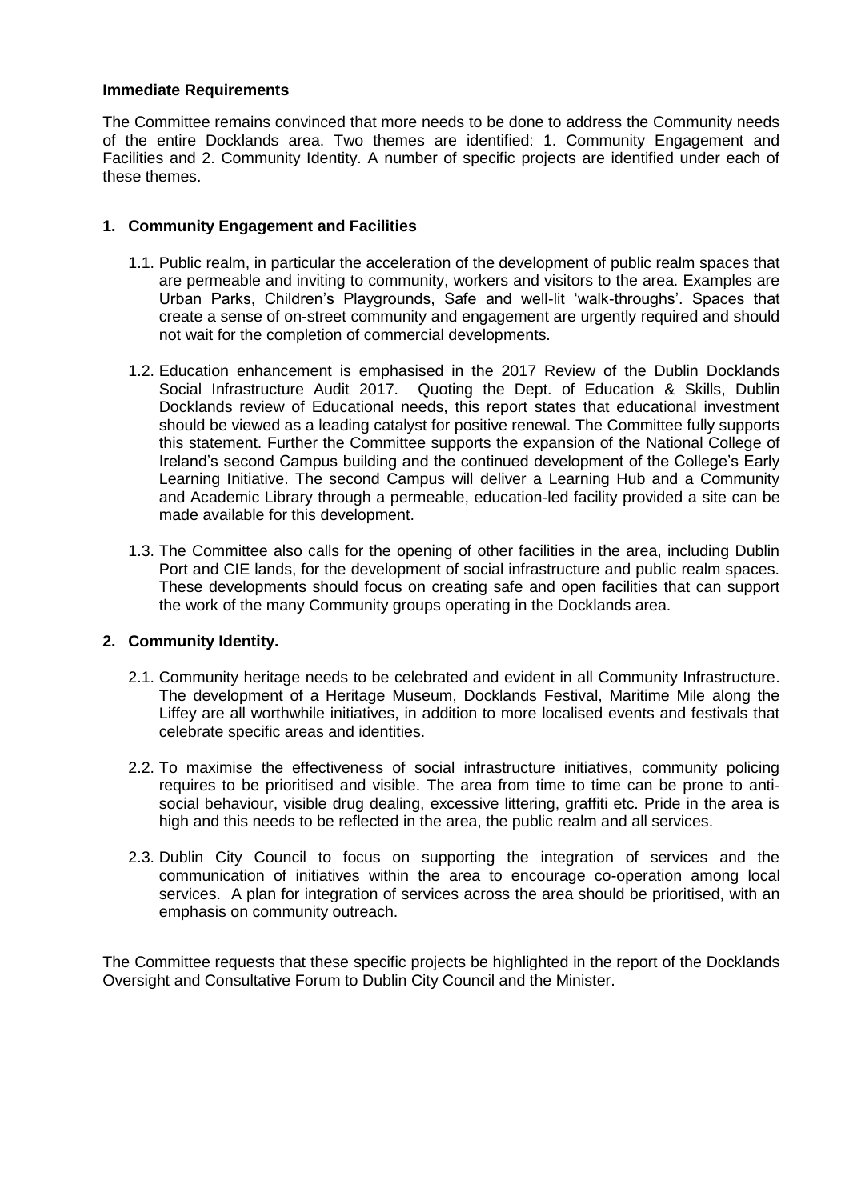**Immediate Requirements**

The Committee remains convinced that more needs to be done to address the Community needs of the entire Docklands area. Two themes are identified: 1. Community Engagement and Facilities and 2. Community Identity. A number of specific projects are identified under each of these themes.

**1. Community Engagement and Facilities**

1.1. Public realm, in particular the acceleration of the development of public realm spaces that are permeable and inviting to community, workers and visitors to the area. Examples are Urban Parks, Children's Playgrounds, Safe and well-lit 'walk-throughs'. Spaces that create a sense of on-street community and engagement are urgently required and should not wait for the completion of commercial developments.

1.2. Education enhancement is emphasised in the 2017 Review of the Dublin Docklands Social Infrastructure Audit 2017. Quoting the Dept. of Education & Skills, Dublin Docklands review of Educational needs, this report states that educational investment should be viewed as a leading catalyst for positive renewal. The Committee fully supports this statement. Further the Committee supports the expansion of the National College of Ireland's second Campus building and the continued development of the College's Early Learning Initiative. The second Campus will deliver a Learning Hub and a Community and Academic Library through a permeable, education-led facility provided a site can be made available for this development.

1.3. The Committee also calls for the opening of other facilities in the area, including Dublin Port and CIE lands, for the development of social infrastructure and public realm spaces. These developments should focus on creating safe and open facilities that can support the work of the many Community groups operating in the Docklands area.

**2. Community Identity.**

2.1. Community heritage needs to be celebrated and evident in all Community Infrastructure. The development of a Heritage Museum, Docklands Festival, Maritime Mile along the Liffey are all worthwhile initiatives, in addition to more localised events and festivals that celebrate specific areas and identities.

2.2. To maximise the effectiveness of social infrastructure initiatives, community policing requires to be prioritised and visible. The area from time to time can be prone to anti-social behaviour, visible drug dealing, excessive littering, graffiti etc. Pride in the area is high and this needs to be reflected in the area, the public realm and all services.

2.3. Dublin City Council to focus on supporting the integration of services and the communication of initiatives within the area to encourage co-operation among local services. A plan for integration of services across the area should be prioritised, with an emphasis on community outreach.

The Committee requests that these specific projects be highlighted in the report of the Docklands Oversight and Consultative Forum to Dublin City Council and the Minister.